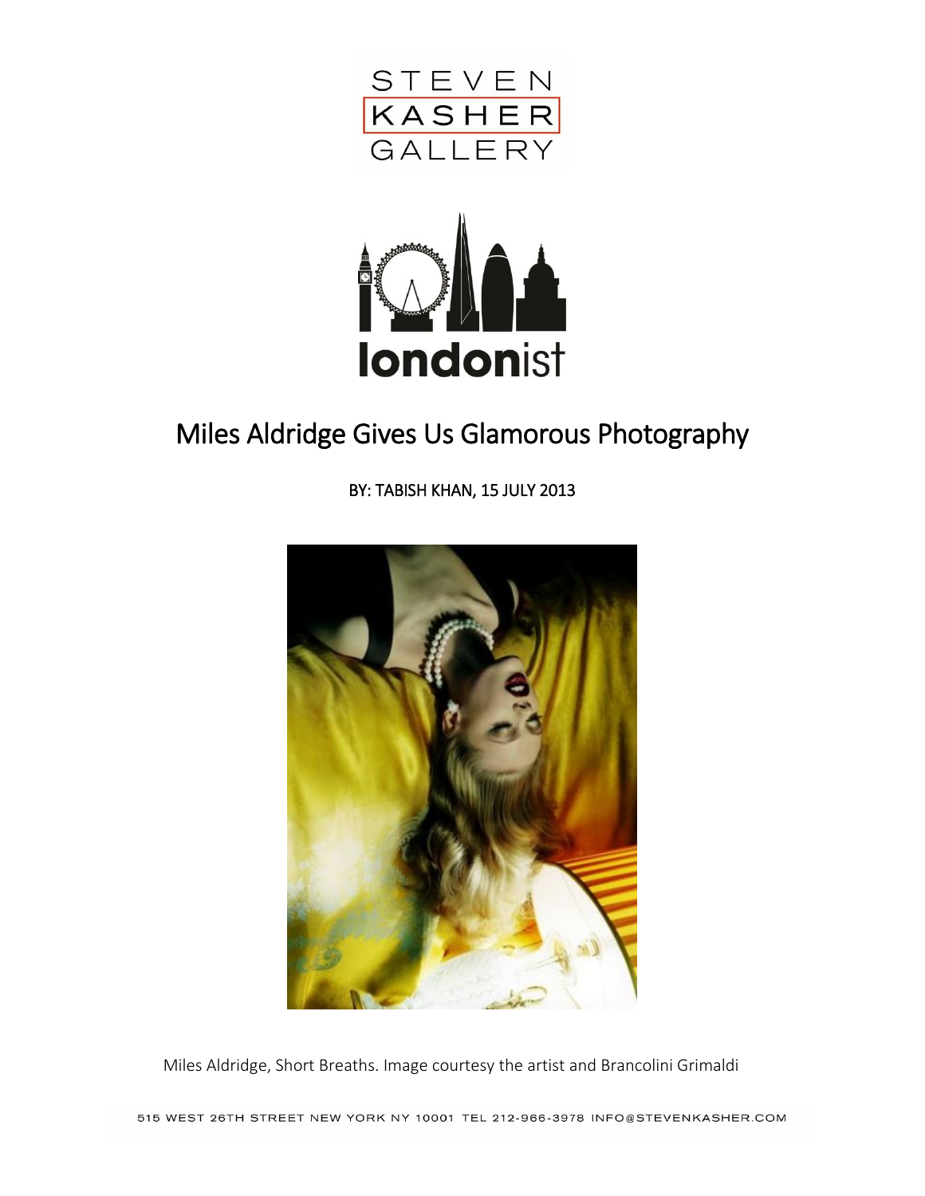# Miles Aldridge Gives Us Glamorous Photography

BY: TABISH KHAN, 15 JULY 2013

Miles Aldridge, Short Breaths. Image courtesy the artist and Brancolini Grimaldi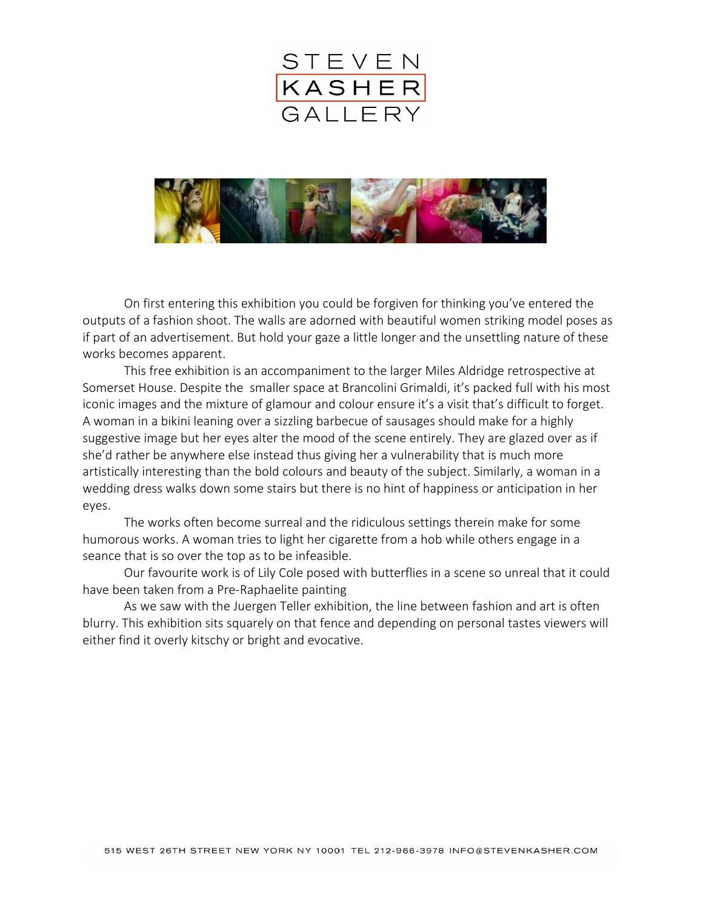On first entering this exhibition you could be forgiven for thinking you've entered the outputs of a fashion shoot. The walls are adorned with beautiful women striking model poses as if part of an advertisement. But hold your gaze a little longer and the unsettling nature of these works becomes apparent.

This free exhibition is an accompaniment to the larger Miles Aldridge retrospective at Somerset House. Despite the smaller space at Brancolini Grimaldi, it's packed full with his most iconic images and the mixture of glamour and colour ensure it's a visit that's difficult to forget. A woman in a bikini leaning over a sizzling barbecue of sausages should make for a highly suggestive image but her eyes alter the mood of the scene entirely. They are glazed over as if she'd rather be anywhere else instead thus giving her a vulnerability that is much more artistically interesting than the bold colours and beauty of the subject. Similarly, a woman in a wedding dress walks down some stairs but there is no hint of happiness or anticipation in her eyes.

The works often become surreal and the ridiculous settings therein make for some humorous works. A woman tries to light her cigarette from a hob while others engage in a seance that is so over the top as to be infeasible.

Our favourite work is of Lily Cole posed with butterflies in a scene so unreal that it could have been taken from a Pre-Raphaelite painting

As we saw with the Juergen Teller exhibition, the line between fashion and art is often blurry. This exhibition sits squarely on that fence and depending on personal tastes viewers will either find it overly kitschy or bright and evocative.